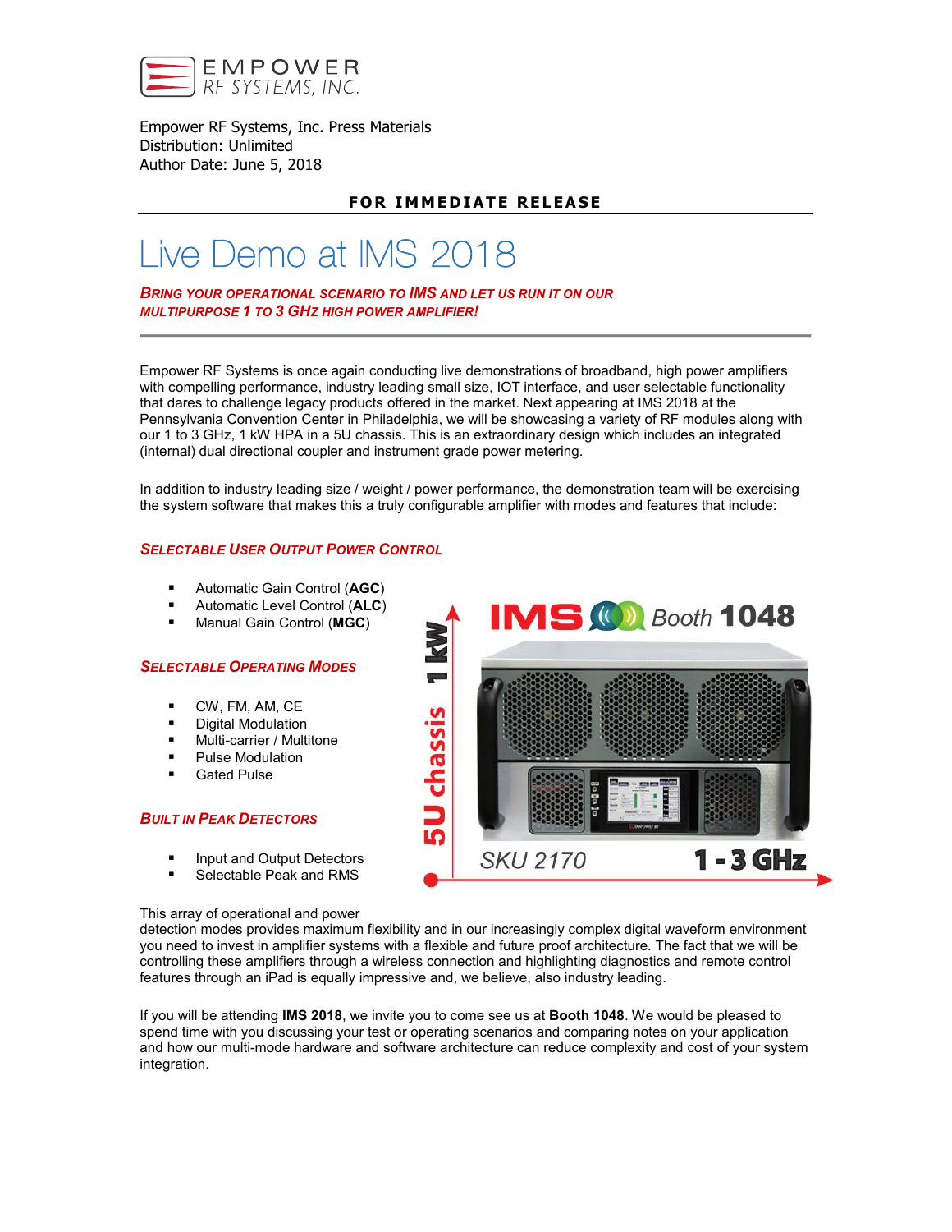EMPOWER
RF SYSTEMS, INC.

Empower RF Systems, Inc. Press Materials
Distribution: Unlimited
Author Date: June 5, 2018

**FOR IMMEDIATE RELEASE**

# Live Demo at IMS 2018

***BRING YOUR OPERATIONAL SCENARIO TO IMS AND LET US RUN IT ON OUR MULTIPURPOSE 1 TO 3 GHZ HIGH POWER AMPLIFIER!***

Empower RF Systems is once again conducting live demonstrations of broadband, high power amplifiers with compelling performance, industry leading small size, IOT interface, and user selectable functionality that dares to challenge legacy products offered in the market. Next appearing at IMS 2018 at the Pennsylvania Convention Center in Philadelphia, we will be showcasing a variety of RF modules along with our 1 to 3 GHz, 1 kW HPA in a 5U chassis. This is an extraordinary design which includes an integrated (internal) dual directional coupler and instrument grade power metering.

In addition to industry leading size / weight / power performance, the demonstration team will be exercising the system software that makes this a truly configurable amplifier with modes and features that include:

### *SELECTABLE USER OUTPUT POWER CONTROL*

- Automatic Gain Control (**AGC**)
- Automatic Level Control (**ALC**)
- Manual Gain Control (**MGC**)

### *SELECTABLE OPERATING MODES*

- CW, FM, AM, CE
- Digital Modulation
- Multi-carrier / Multitone
- Pulse Modulation
- Gated Pulse

### *BUILT IN PEAK DETECTORS*

- Input and Output Detectors
- Selectable Peak and RMS

IMS Booth 1048

5U chassis 1 kW

SKU 2170 1 - 3 GHz

This array of operational and power detection modes provides maximum flexibility and in our increasingly complex digital waveform environment you need to invest in amplifier systems with a flexible and future proof architecture. The fact that we will be controlling these amplifiers through a wireless connection and highlighting diagnostics and remote control features through an iPad is equally impressive and, we believe, also industry leading.

If you will be attending **IMS 2018**, we invite you to come see us at **Booth 1048**. We would be pleased to spend time with you discussing your test or operating scenarios and comparing notes on your application and how our multi-mode hardware and software architecture can reduce complexity and cost of your system integration.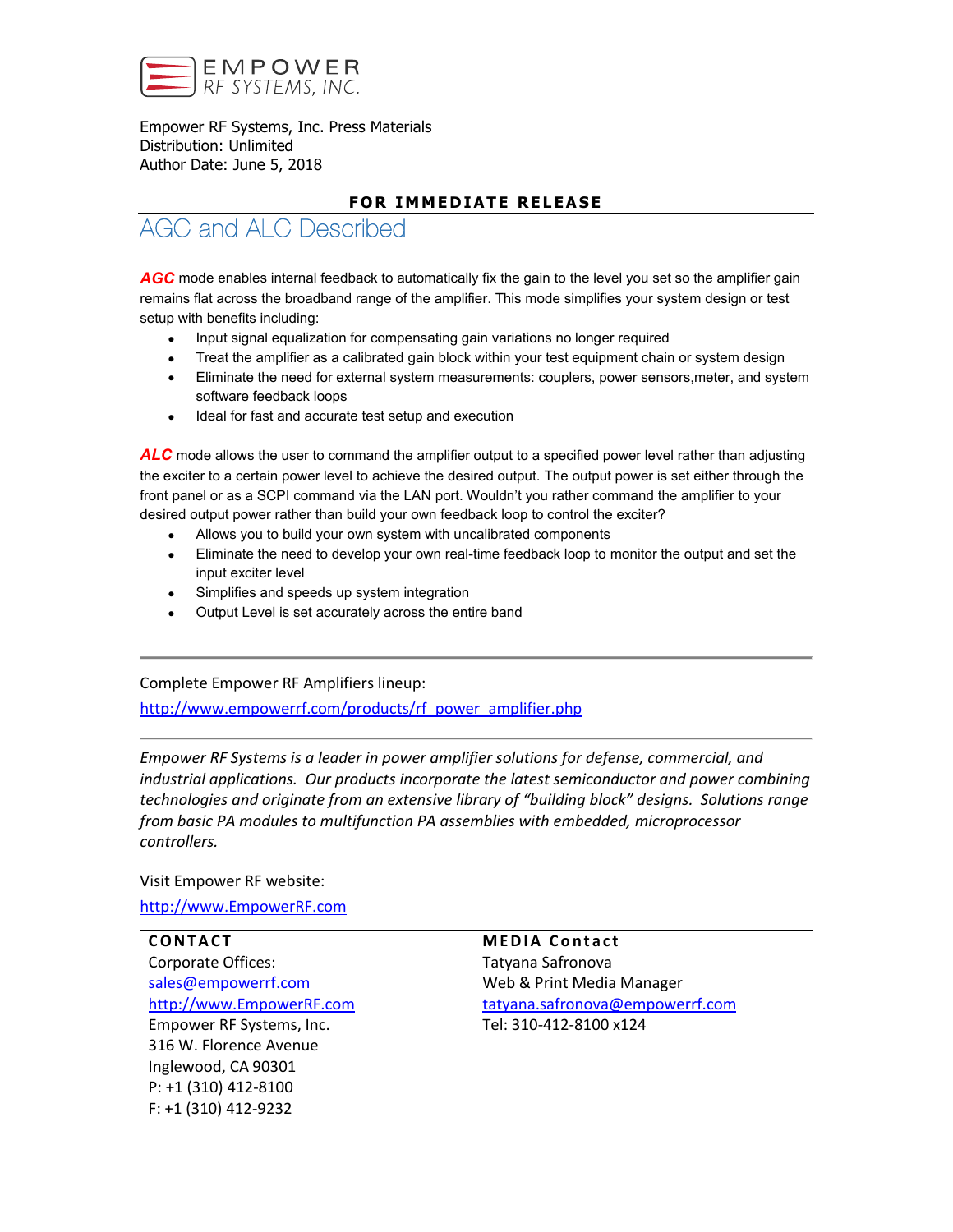EMPOWER
RF SYSTEMS, INC.

Empower RF Systems, Inc. Press Materials
Distribution: Unlimited
Author Date: June 5, 2018

**FOR IMMEDIATE RELEASE**

# AGC and ALC Described

***AGC*** mode enables internal feedback to automatically fix the gain to the level you set so the amplifier gain remains flat across the broadband range of the amplifier. This mode simplifies your system design or test setup with benefits including:

- Input signal equalization for compensating gain variations no longer required
- Treat the amplifier as a calibrated gain block within your test equipment chain or system design
- Eliminate the need for external system measurements: couplers, power sensors,meter, and system software feedback loops
- Ideal for fast and accurate test setup and execution

***ALC*** mode allows the user to command the amplifier output to a specified power level rather than adjusting the exciter to a certain power level to achieve the desired output. The output power is set either through the front panel or as a SCPI command via the LAN port. Wouldn't you rather command the amplifier to your desired output power rather than build your own feedback loop to control the exciter?

- Allows you to build your own system with uncalibrated components
- Eliminate the need to develop your own real-time feedback loop to monitor the output and set the input exciter level
- Simplifies and speeds up system integration
- Output Level is set accurately across the entire band

---

Complete Empower RF Amplifiers lineup:

http://www.empowerrf.com/products/rf_power_amplifier.php

---

*Empower RF Systems is a leader in power amplifier solutions for defense, commercial, and industrial applications. Our products incorporate the latest semiconductor and power combining technologies and originate from an extensive library of "building block" designs. Solutions range from basic PA modules to multifunction PA assemblies with embedded, microprocessor controllers.*

Visit Empower RF website:

http://www.EmpowerRF.com

**CONTACT**
Corporate Offices:
sales@empowerrf.com
http://www.EmpowerRF.com
Empower RF Systems, Inc.
316 W. Florence Avenue
Inglewood, CA 90301
P: +1 (310) 412-8100
F: +1 (310) 412-9232

**MEDIA Contact**
Tatyana Safronova
Web & Print Media Manager
tatyana.safronova@empowerrf.com
Tel: 310-412-8100 x124